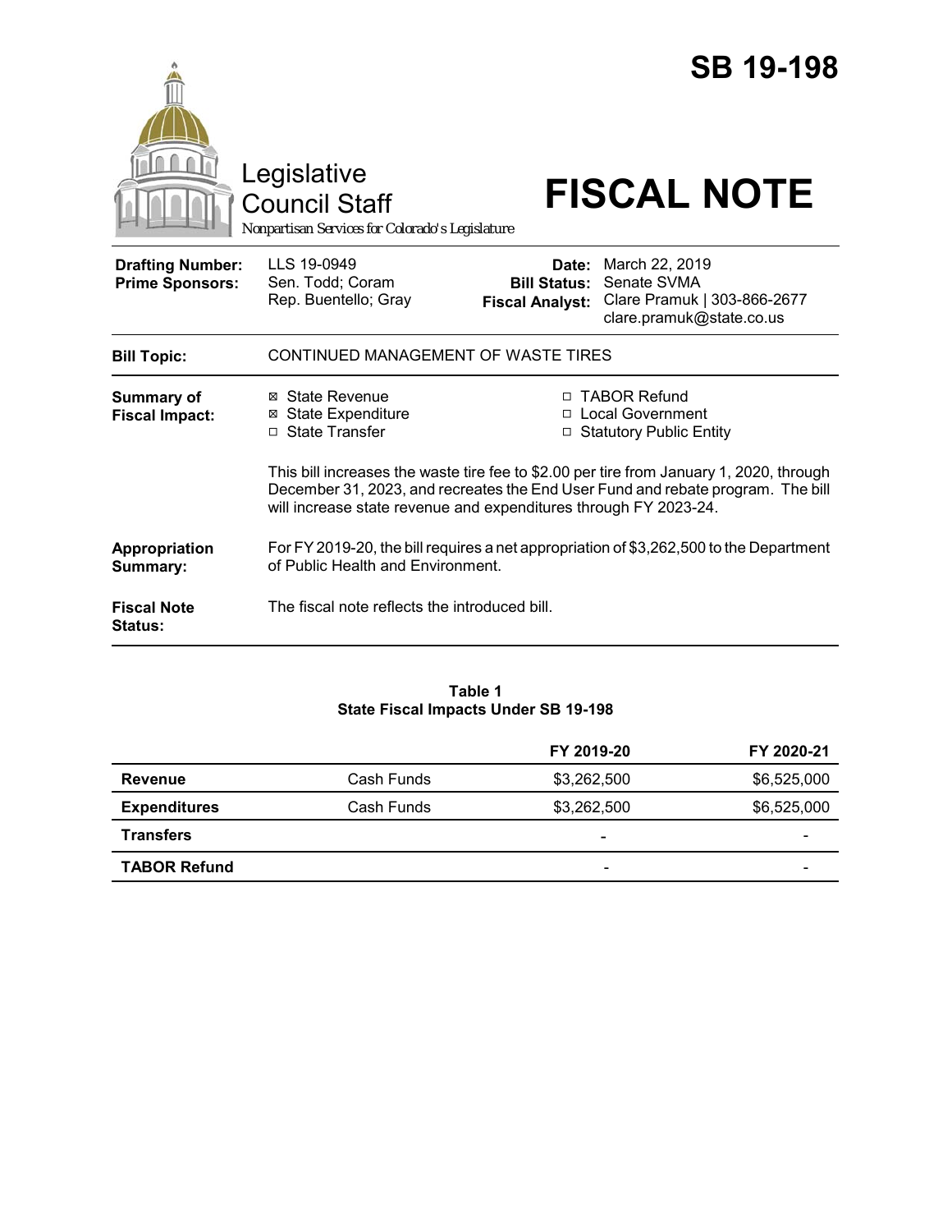# SB 19-198

Legislative Council Staff

*Nonpartisan Services for Colorado's Legislature*

# FISCAL NOTE

| | | | |
|---|---|---|---|
| **Drafting Number:** | LLS 19-0949 | **Date:** | March 22, 2019 |
| **Prime Sponsors:** | Sen. Todd; Coram<br>Rep. Buentello; Gray | **Bill Status:** | Senate SVMA |
| | | **Fiscal Analyst:** | Clare Pramuk \| 303-866-2677<br>clare.pramuk@state.co.us |

**Bill Topic:** CONTINUED MANAGEMENT OF WASTE TIRES

**Summary of Fiscal Impact:**

- ☒ State Revenue
- ☒ State Expenditure
- ☐ State Transfer
- ☐ TABOR Refund
- ☐ Local Government
- ☐ Statutory Public Entity

This bill increases the waste tire fee to $2.00 per tire from January 1, 2020, through December 31, 2023, and recreates the End User Fund and rebate program. The bill will increase state revenue and expenditures through FY 2023-24.

**Appropriation Summary:** For FY 2019-20, the bill requires a net appropriation of $3,262,500 to the Department of Public Health and Environment.

**Fiscal Note Status:** The fiscal note reflects the introduced bill.

**Table 1**
**State Fiscal Impacts Under SB 19-198**

| | | FY 2019-20 | FY 2020-21 |
|---|---|---|---|
| **Revenue** | Cash Funds | $3,262,500 | $6,525,000 |
| **Expenditures** | Cash Funds | $3,262,500 | $6,525,000 |
| **Transfers** | | - | - |
| **TABOR Refund** | | - | - |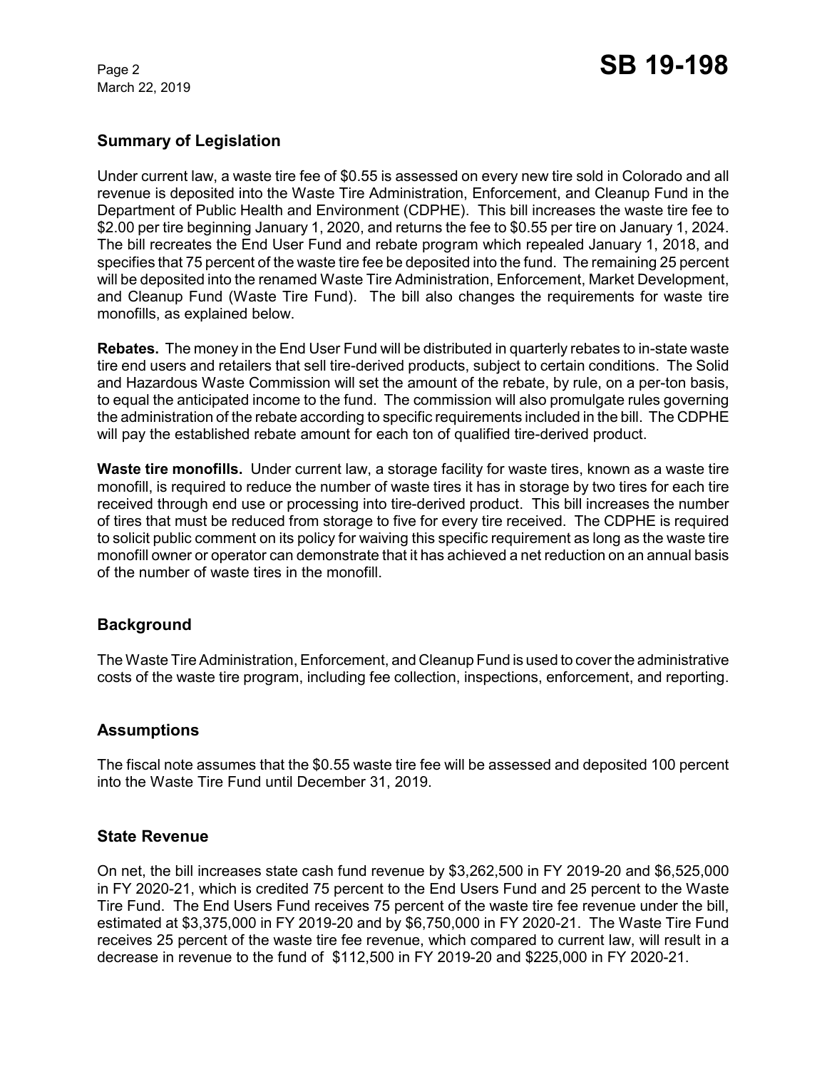## Summary of Legislation

Under current law, a waste tire fee of $0.55 is assessed on every new tire sold in Colorado and all revenue is deposited into the Waste Tire Administration, Enforcement, and Cleanup Fund in the Department of Public Health and Environment (CDPHE). This bill increases the waste tire fee to $2.00 per tire beginning January 1, 2020, and returns the fee to $0.55 per tire on January 1, 2024. The bill recreates the End User Fund and rebate program which repealed January 1, 2018, and specifies that 75 percent of the waste tire fee be deposited into the fund. The remaining 25 percent will be deposited into the renamed Waste Tire Administration, Enforcement, Market Development, and Cleanup Fund (Waste Tire Fund). The bill also changes the requirements for waste tire monofills, as explained below.

**Rebates.** The money in the End User Fund will be distributed in quarterly rebates to in-state waste tire end users and retailers that sell tire-derived products, subject to certain conditions. The Solid and Hazardous Waste Commission will set the amount of the rebate, by rule, on a per-ton basis, to equal the anticipated income to the fund. The commission will also promulgate rules governing the administration of the rebate according to specific requirements included in the bill. The CDPHE will pay the established rebate amount for each ton of qualified tire-derived product.

**Waste tire monofills.** Under current law, a storage facility for waste tires, known as a waste tire monofill, is required to reduce the number of waste tires it has in storage by two tires for each tire received through end use or processing into tire-derived product. This bill increases the number of tires that must be reduced from storage to five for every tire received. The CDPHE is required to solicit public comment on its policy for waiving this specific requirement as long as the waste tire monofill owner or operator can demonstrate that it has achieved a net reduction on an annual basis of the number of waste tires in the monofill.

## Background

The Waste Tire Administration, Enforcement, and Cleanup Fund is used to cover the administrative costs of the waste tire program, including fee collection, inspections, enforcement, and reporting.

## Assumptions

The fiscal note assumes that the $0.55 waste tire fee will be assessed and deposited 100 percent into the Waste Tire Fund until December 31, 2019.

## State Revenue

On net, the bill increases state cash fund revenue by $3,262,500 in FY 2019-20 and $6,525,000 in FY 2020-21, which is credited 75 percent to the End Users Fund and 25 percent to the Waste Tire Fund. The End Users Fund receives 75 percent of the waste tire fee revenue under the bill, estimated at $3,375,000 in FY 2019-20 and by $6,750,000 in FY 2020-21. The Waste Tire Fund receives 25 percent of the waste tire fee revenue, which compared to current law, will result in a decrease in revenue to the fund of $112,500 in FY 2019-20 and $225,000 in FY 2020-21.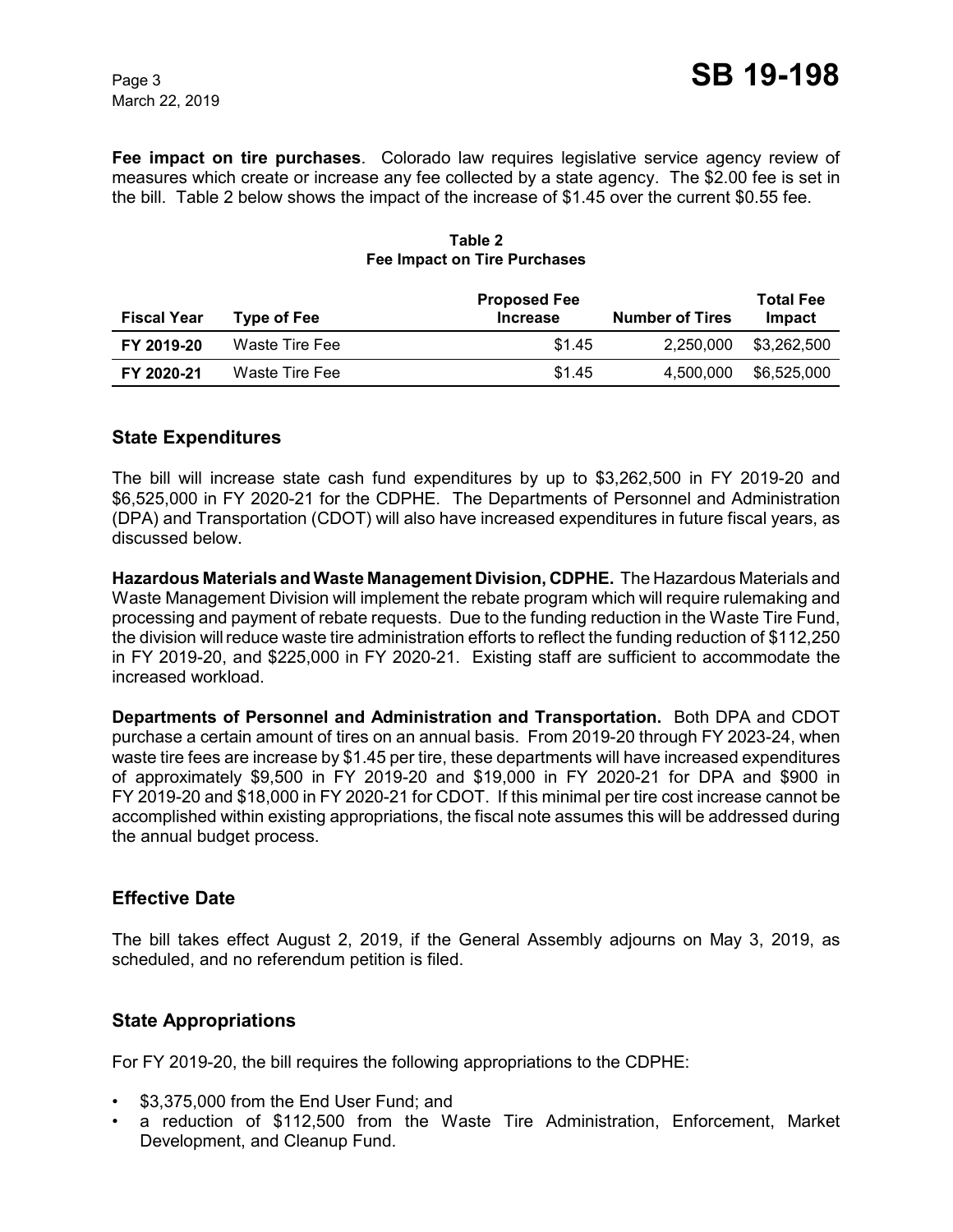**Fee impact on tire purchases**. Colorado law requires legislative service agency review of measures which create or increase any fee collected by a state agency. The $2.00 fee is set in the bill. Table 2 below shows the impact of the increase of $1.45 over the current $0.55 fee.

**Table 2**
**Fee Impact on Tire Purchases**

| Fiscal Year | Type of Fee | Proposed Fee Increase | Number of Tires | Total Fee Impact |
|---|---|---|---|---|
| **FY 2019-20** | Waste Tire Fee | $1.45 | 2,250,000 | $3,262,500 |
| **FY 2020-21** | Waste Tire Fee | $1.45 | 4,500,000 | $6,525,000 |

## State Expenditures

The bill will increase state cash fund expenditures by up to $3,262,500 in FY 2019-20 and $6,525,000 in FY 2020-21 for the CDPHE. The Departments of Personnel and Administration (DPA) and Transportation (CDOT) will also have increased expenditures in future fiscal years, as discussed below.

**Hazardous Materials and Waste Management Division, CDPHE.** The Hazardous Materials and Waste Management Division will implement the rebate program which will require rulemaking and processing and payment of rebate requests. Due to the funding reduction in the Waste Tire Fund, the division will reduce waste tire administration efforts to reflect the funding reduction of $112,250 in FY 2019-20, and $225,000 in FY 2020-21. Existing staff are sufficient to accommodate the increased workload.

**Departments of Personnel and Administration and Transportation.** Both DPA and CDOT purchase a certain amount of tires on an annual basis. From 2019-20 through FY 2023-24, when waste tire fees are increase by $1.45 per tire, these departments will have increased expenditures of approximately $9,500 in FY 2019-20 and $19,000 in FY 2020-21 for DPA and $900 in FY 2019-20 and $18,000 in FY 2020-21 for CDOT. If this minimal per tire cost increase cannot be accomplished within existing appropriations, the fiscal note assumes this will be addressed during the annual budget process.

## Effective Date

The bill takes effect August 2, 2019, if the General Assembly adjourns on May 3, 2019, as scheduled, and no referendum petition is filed.

## State Appropriations

For FY 2019-20, the bill requires the following appropriations to the CDPHE:

- $3,375,000 from the End User Fund; and
- a reduction of $112,500 from the Waste Tire Administration, Enforcement, Market Development, and Cleanup Fund.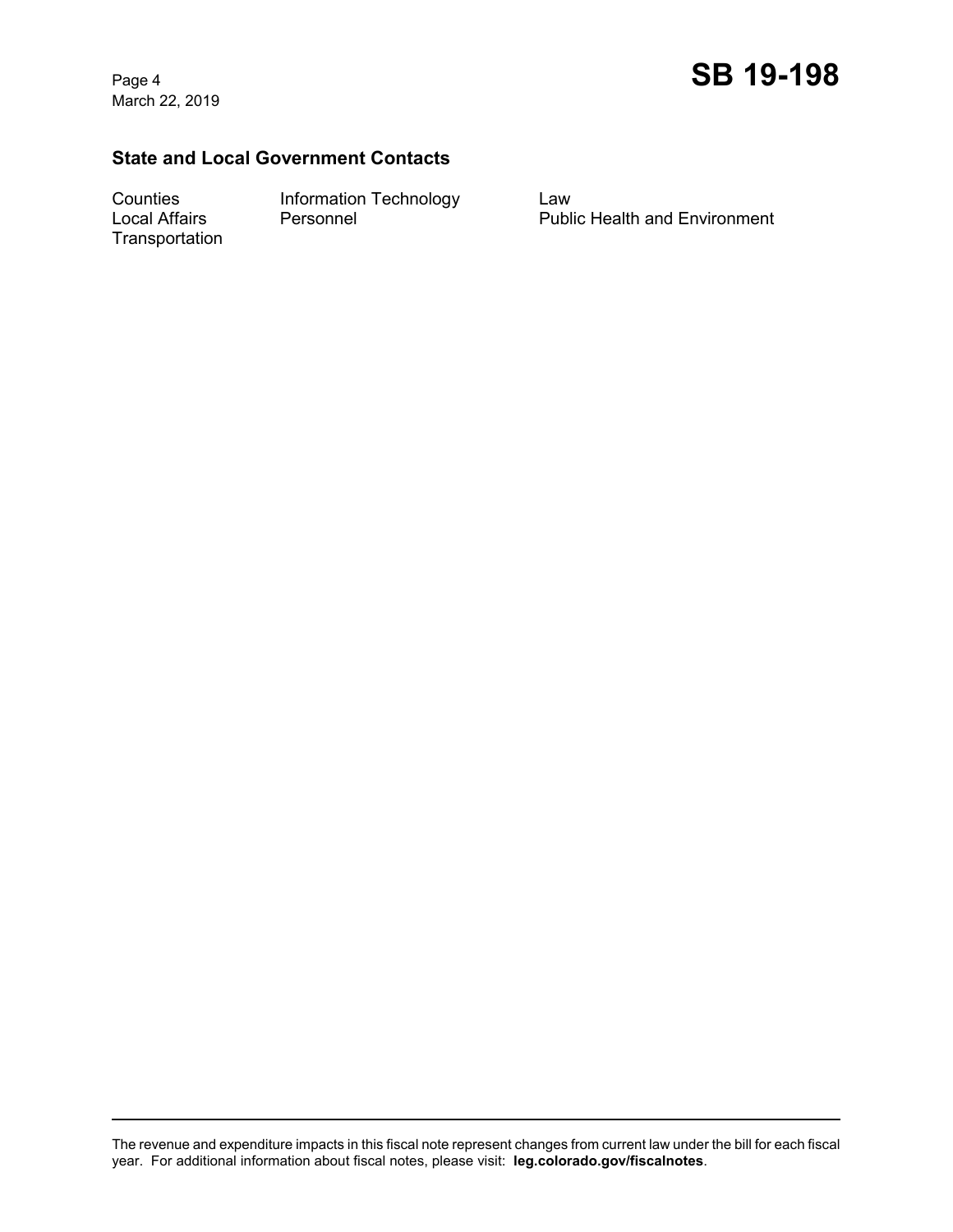## State and Local Government Contacts

| | | |
|---|---|---|
| Counties | Information Technology | Law |
| Local Affairs | Personnel | Public Health and Environment |
| Transportation | | |

---

The revenue and expenditure impacts in this fiscal note represent changes from current law under the bill for each fiscal year. For additional information about fiscal notes, please visit: **leg.colorado.gov/fiscalnotes**.